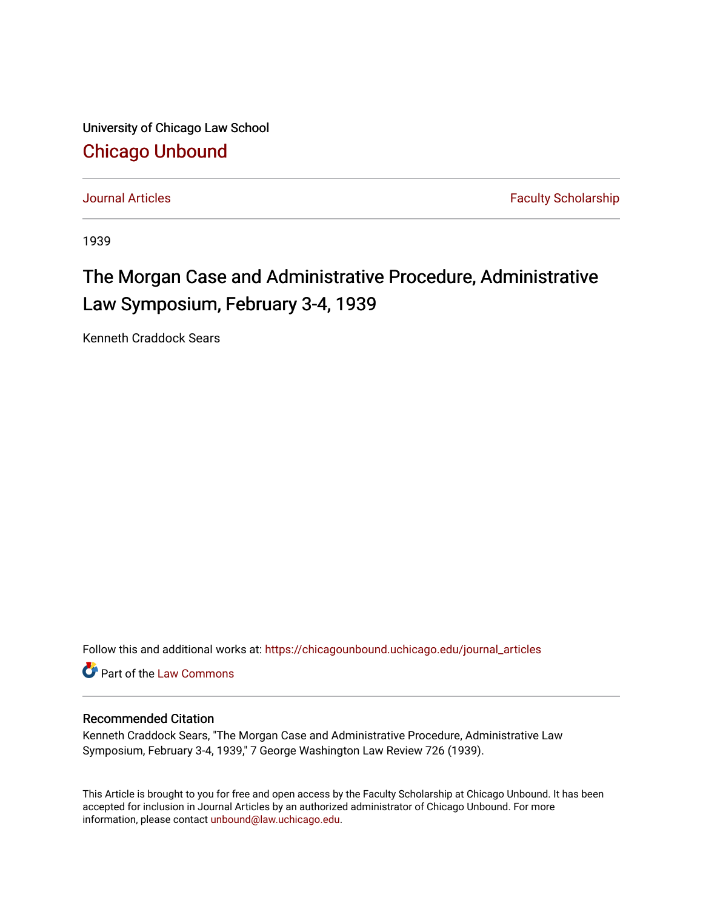University of Chicago Law School

## Chicago Unbound

Journal Articles | Faculty Scholarship

1939

# The Morgan Case and Administrative Procedure, Administrative Law Symposium, February 3-4, 1939

Kenneth Craddock Sears

Follow this and additional works at: https://chicagounbound.uchicago.edu/journal_articles

Part of the Law Commons

### Recommended Citation

Kenneth Craddock Sears, "The Morgan Case and Administrative Procedure, Administrative Law Symposium, February 3-4, 1939," 7 George Washington Law Review 726 (1939).

This Article is brought to you for free and open access by the Faculty Scholarship at Chicago Unbound. It has been accepted for inclusion in Journal Articles by an authorized administrator of Chicago Unbound. For more information, please contact unbound@law.uchicago.edu.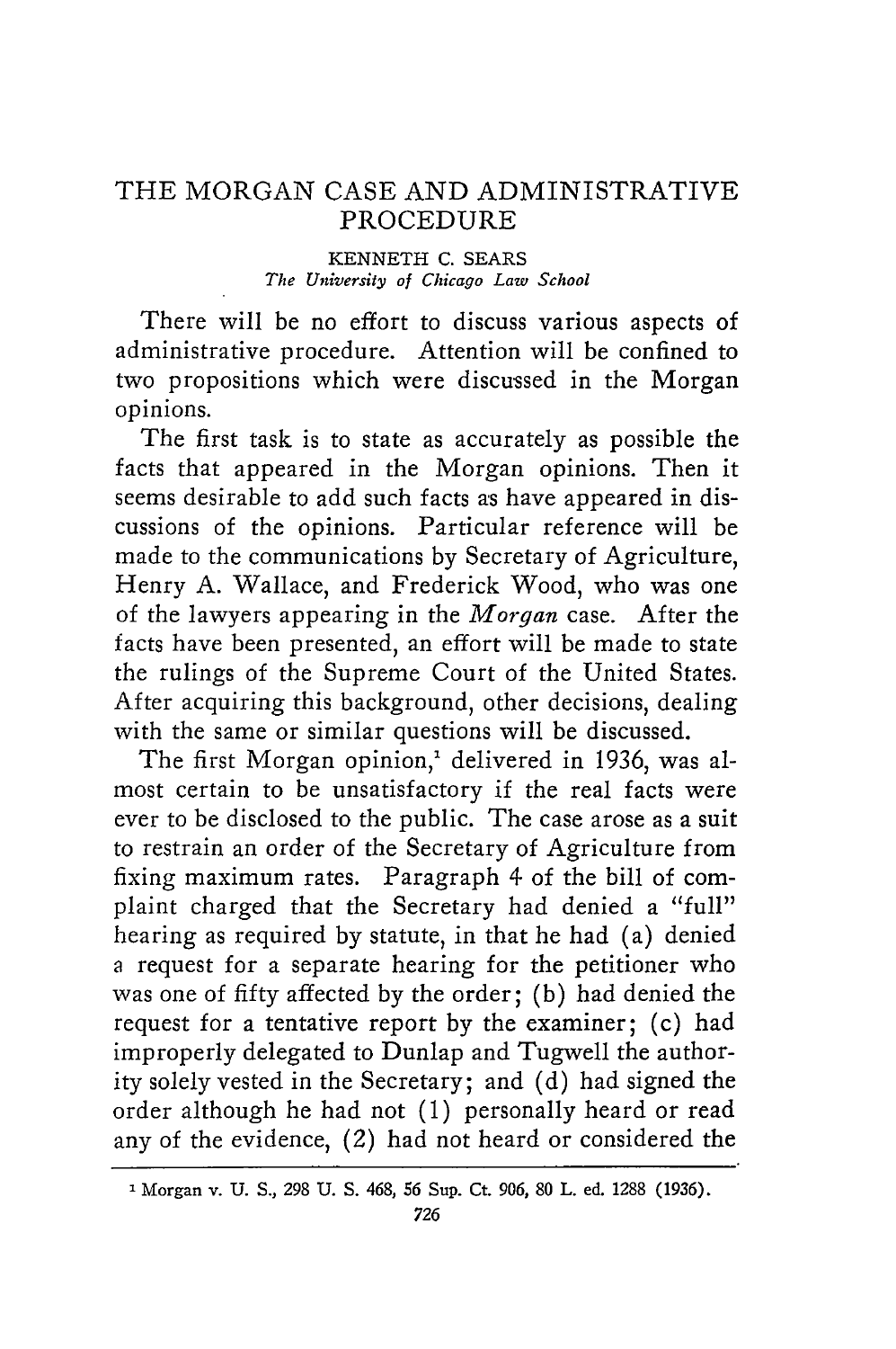# THE MORGAN CASE AND ADMINISTRATIVE PROCEDURE

KENNETH C. SEARS
*The University of Chicago Law School*

There will be no effort to discuss various aspects of administrative procedure. Attention will be confined to two propositions which were discussed in the Morgan opinions.

The first task is to state as accurately as possible the facts that appeared in the Morgan opinions. Then it seems desirable to add such facts as have appeared in discussions of the opinions. Particular reference will be made to the communications by Secretary of Agriculture, Henry A. Wallace, and Frederick Wood, who was one of the lawyers appearing in the *Morgan* case. After the facts have been presented, an effort will be made to state the rulings of the Supreme Court of the United States. After acquiring this background, other decisions, dealing with the same or similar questions will be discussed.

The first Morgan opinion,[1] delivered in 1936, was almost certain to be unsatisfactory if the real facts were ever to be disclosed to the public. The case arose as a suit to restrain an order of the Secretary of Agriculture from fixing maximum rates. Paragraph 4 of the bill of complaint charged that the Secretary had denied a "full" hearing as required by statute, in that he had (a) denied a request for a separate hearing for the petitioner who was one of fifty affected by the order; (b) had denied the request for a tentative report by the examiner; (c) had improperly delegated to Dunlap and Tugwell the authority solely vested in the Secretary; and (d) had signed the order although he had not (1) personally heard or read any of the evidence, (2) had not heard or considered the

[1] Morgan v. U. S., 298 U. S. 468, 56 Sup. Ct. 906, 80 L. ed. 1288 (1936).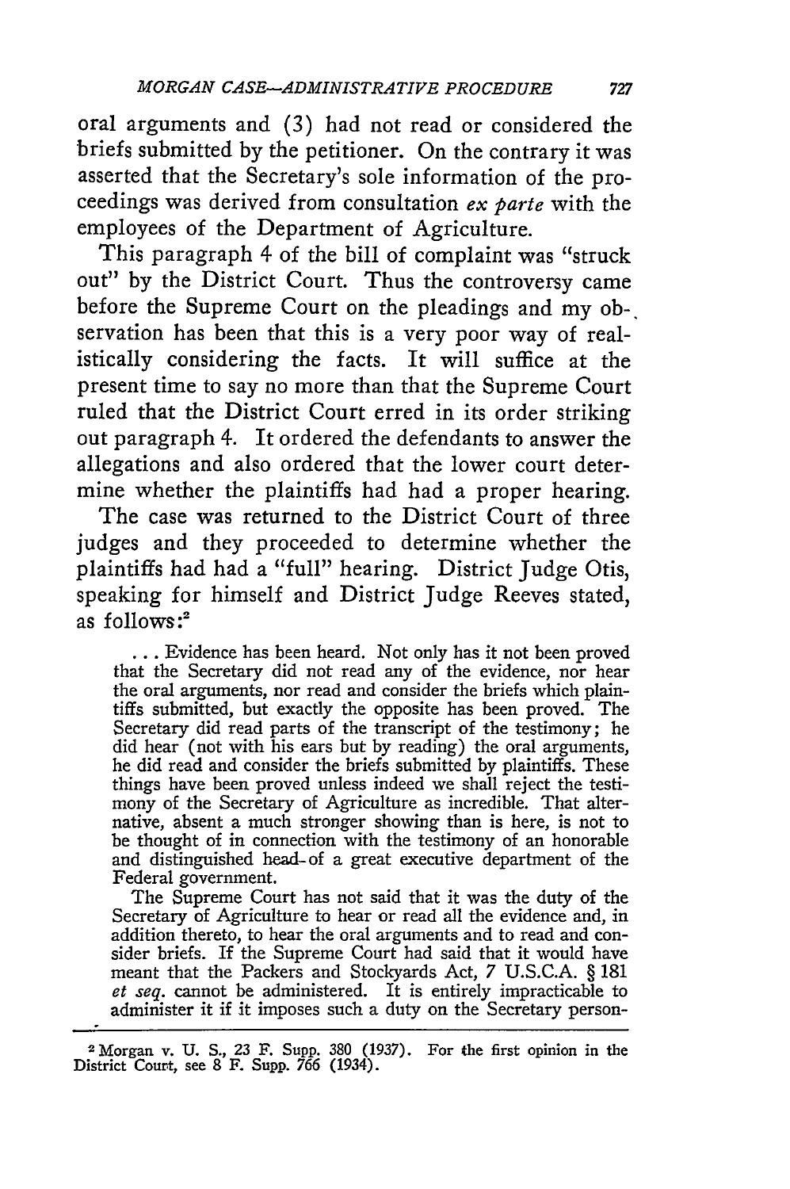oral arguments and (3) had not read or considered the briefs submitted by the petitioner. On the contrary it was asserted that the Secretary's sole information of the proceedings was derived from consultation *ex parte* with the employees of the Department of Agriculture.

This paragraph 4 of the bill of complaint was "struck out" by the District Court. Thus the controversy came before the Supreme Court on the pleadings and my observation has been that this is a very poor way of realistically considering the facts. It will suffice at the present time to say no more than that the Supreme Court ruled that the District Court erred in its order striking out paragraph 4. It ordered the defendants to answer the allegations and also ordered that the lower court determine whether the plaintiffs had had a proper hearing.

The case was returned to the District Court of three judges and they proceeded to determine whether the plaintiffs had had a "full" hearing. District Judge Otis, speaking for himself and District Judge Reeves stated, as follows:[2]

> ... Evidence has been heard. Not only has it not been proved that the Secretary did not read any of the evidence, nor hear the oral arguments, nor read and consider the briefs which plaintiffs submitted, but exactly the opposite has been proved. The Secretary did read parts of the transcript of the testimony; he did hear (not with his ears but by reading) the oral arguments, he did read and consider the briefs submitted by plaintiffs. These things have been proved unless indeed we shall reject the testimony of the Secretary of Agriculture as incredible. That alternative, absent a much stronger showing than is here, is not to be thought of in connection with the testimony of an honorable and distinguished head of a great executive department of the Federal government.
>
> The Supreme Court has not said that it was the duty of the Secretary of Agriculture to hear or read all the evidence and, in addition thereto, to hear the oral arguments and to read and consider briefs. If the Supreme Court had said that it would have meant that the Packers and Stockyards Act, 7 U.S.C.A. § 181 *et seq.* cannot be administered. It is entirely impracticable to administer it if it imposes such a duty on the Secretary person-

---

[2] Morgan v. U. S., 23 F. Supp. 380 (1937). For the first opinion in the District Court, see 8 F. Supp. 766 (1934).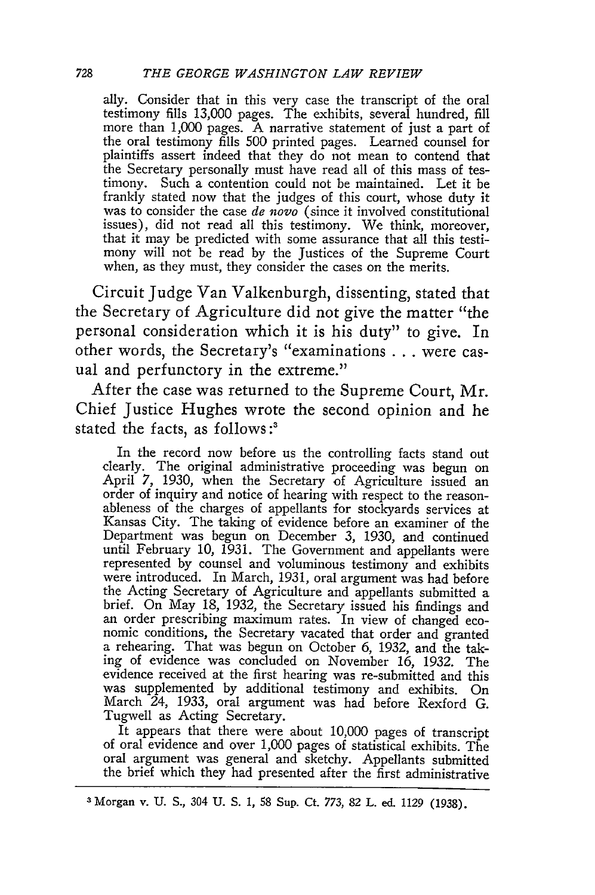ally. Consider that in this very case the transcript of the oral testimony fills 13,000 pages. The exhibits, several hundred, fill more than 1,000 pages. A narrative statement of just a part of the oral testimony fills 500 printed pages. Learned counsel for plaintiffs assert indeed that they do not mean to contend that the Secretary personally must have read all of this mass of testimony. Such a contention could not be maintained. Let it be frankly stated now that the judges of this court, whose duty it was to consider the case *de novo* (since it involved constitutional issues), did not read all this testimony. We think, moreover, that it may be predicted with some assurance that all this testimony will not be read by the Justices of the Supreme Court when, as they must, they consider the cases on the merits.

Circuit Judge Van Valkenburgh, dissenting, stated that the Secretary of Agriculture did not give the matter "the personal consideration which it is his duty" to give. In other words, the Secretary's "examinations . . . were casual and perfunctory in the extreme."

After the case was returned to the Supreme Court, Mr. Chief Justice Hughes wrote the second opinion and he stated the facts, as follows:[3]

> In the record now before us the controlling facts stand out clearly. The original administrative proceeding was begun on April 7, 1930, when the Secretary of Agriculture issued an order of inquiry and notice of hearing with respect to the reasonableness of the charges of appellants for stockyards services at Kansas City. The taking of evidence before an examiner of the Department was begun on December 3, 1930, and continued until February 10, 1931. The Government and appellants were represented by counsel and voluminous testimony and exhibits were introduced. In March, 1931, oral argument was had before the Acting Secretary of Agriculture and appellants submitted a brief. On May 18, 1932, the Secretary issued his findings and an order prescribing maximum rates. In view of changed economic conditions, the Secretary vacated that order and granted a rehearing. That was begun on October 6, 1932, and the taking of evidence was concluded on November 16, 1932. The evidence received at the first hearing was re-submitted and this was supplemented by additional testimony and exhibits. On March 24, 1933, oral argument was had before Rexford G. Tugwell as Acting Secretary.
>
> It appears that there were about 10,000 pages of transcript of oral evidence and over 1,000 pages of statistical exhibits. The oral argument was general and sketchy. Appellants submitted the brief which they had presented after the first administrative

[3] Morgan v. U. S., 304 U. S. 1, 58 Sup. Ct. 773, 82 L. ed. 1129 (1938).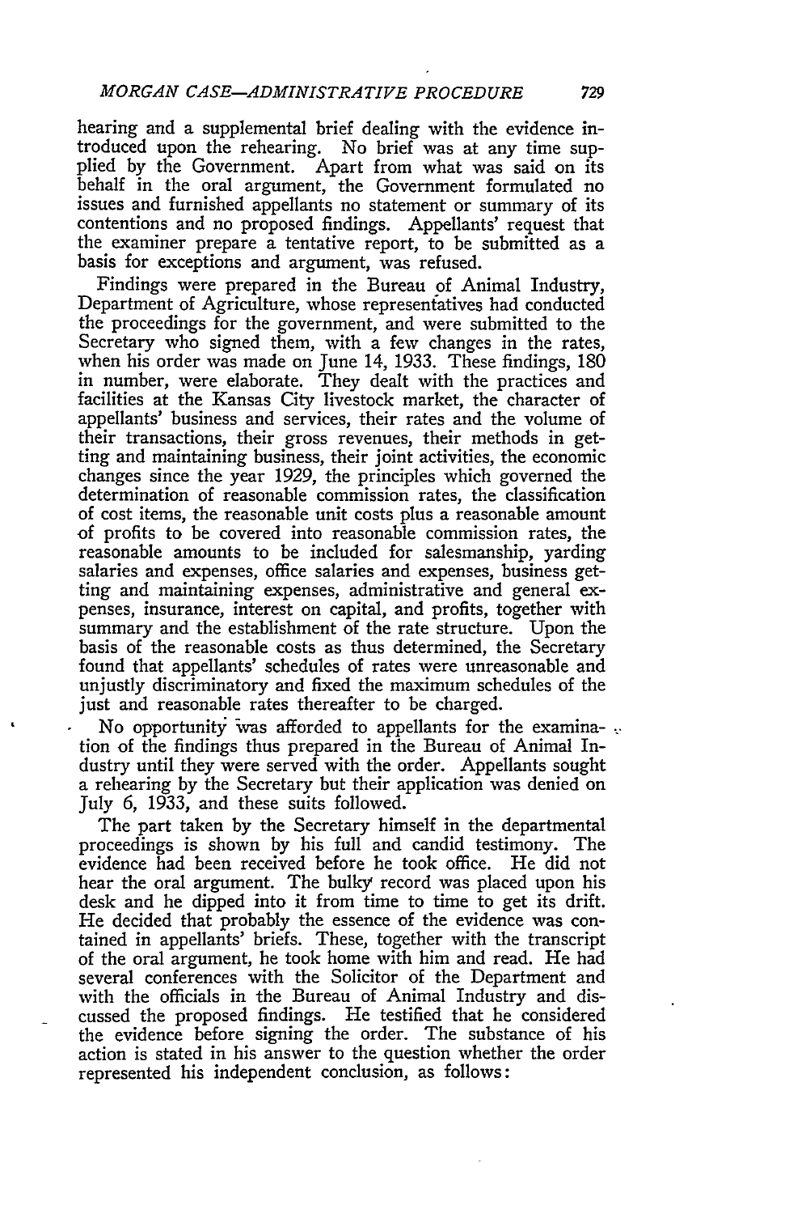hearing and a supplemental brief dealing with the evidence introduced upon the rehearing. No brief was at any time supplied by the Government. Apart from what was said on its behalf in the oral argument, the Government formulated no issues and furnished appellants no statement or summary of its contentions and no proposed findings. Appellants' request that the examiner prepare a tentative report, to be submitted as a basis for exceptions and argument, was refused.

Findings were prepared in the Bureau of Animal Industry, Department of Agriculture, whose representatives had conducted the proceedings for the government, and were submitted to the Secretary who signed them, with a few changes in the rates, when his order was made on June 14, 1933. These findings, 180 in number, were elaborate. They dealt with the practices and facilities at the Kansas City livestock market, the character of appellants' business and services, their rates and the volume of their transactions, their gross revenues, their methods in getting and maintaining business, their joint activities, the economic changes since the year 1929, the principles which governed the determination of reasonable commission rates, the classification of cost items, the reasonable unit costs plus a reasonable amount of profits to be covered into reasonable commission rates, the reasonable amounts to be included for salesmanship, yarding salaries and expenses, office salaries and expenses, business getting and maintaining expenses, administrative and general expenses, insurance, interest on capital, and profits, together with summary and the establishment of the rate structure. Upon the basis of the reasonable costs as thus determined, the Secretary found that appellants' schedules of rates were unreasonable and unjustly discriminatory and fixed the maximum schedules of the just and reasonable rates thereafter to be charged.

No opportunity was afforded to appellants for the examination of the findings thus prepared in the Bureau of Animal Industry until they were served with the order. Appellants sought a rehearing by the Secretary but their application was denied on July 6, 1933, and these suits followed.

The part taken by the Secretary himself in the departmental proceedings is shown by his full and candid testimony. The evidence had been received before he took office. He did not hear the oral argument. The bulky record was placed upon his desk and he dipped into it from time to time to get its drift. He decided that probably the essence of the evidence was contained in appellants' briefs. These, together with the transcript of the oral argument, he took home with him and read. He had several conferences with the Solicitor of the Department and with the officials in the Bureau of Animal Industry and discussed the proposed findings. He testified that he considered the evidence before signing the order. The substance of his action is stated in his answer to the question whether the order represented his independent conclusion, as follows: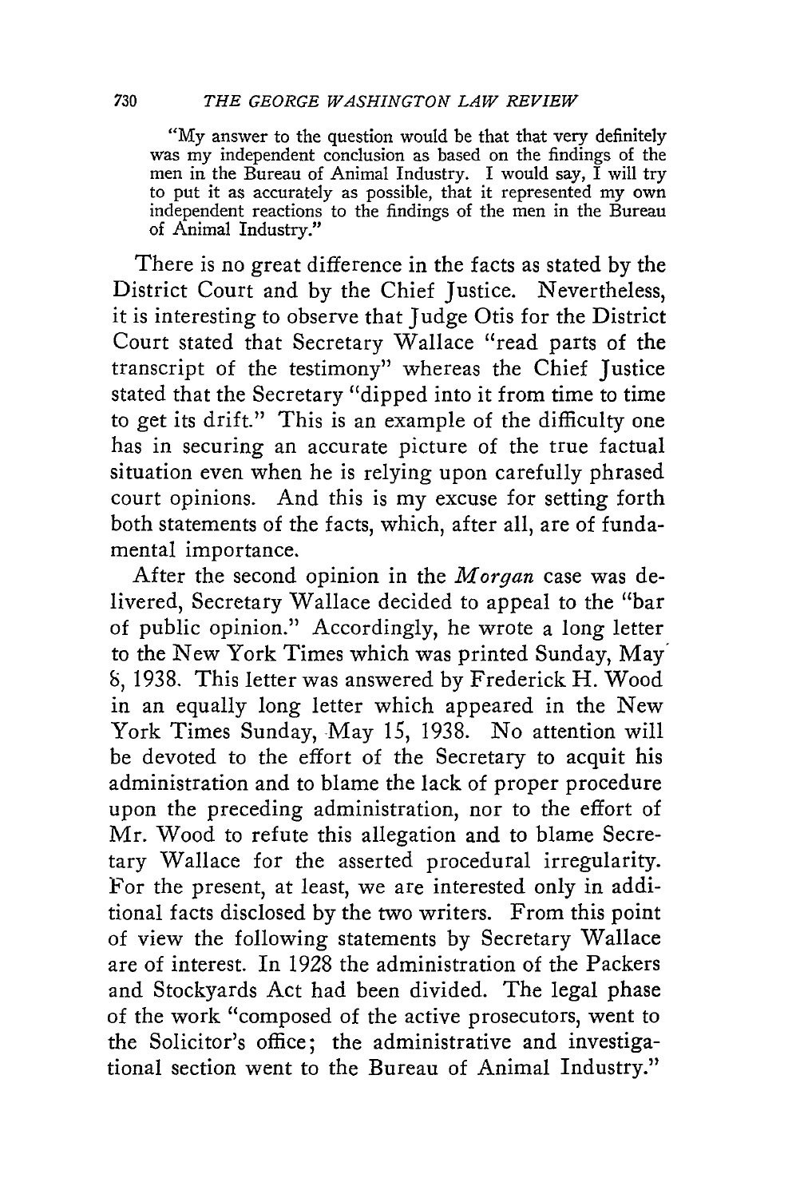> "My answer to the question would be that that very definitely was my independent conclusion as based on the findings of the men in the Bureau of Animal Industry. I would say, I will try to put it as accurately as possible, that it represented my own independent reactions to the findings of the men in the Bureau of Animal Industry."

There is no great difference in the facts as stated by the District Court and by the Chief Justice. Nevertheless, it is interesting to observe that Judge Otis for the District Court stated that Secretary Wallace "read parts of the transcript of the testimony" whereas the Chief Justice stated that the Secretary "dipped into it from time to time to get its drift." This is an example of the difficulty one has in securing an accurate picture of the true factual situation even when he is relying upon carefully phrased court opinions. And this is my excuse for setting forth both statements of the facts, which, after all, are of fundamental importance.

After the second opinion in the *Morgan* case was delivered, Secretary Wallace decided to appeal to the "bar of public opinion." Accordingly, he wrote a long letter to the New York Times which was printed Sunday, May 8, 1938. This letter was answered by Frederick H. Wood in an equally long letter which appeared in the New York Times Sunday, May 15, 1938. No attention will be devoted to the effort of the Secretary to acquit his administration and to blame the lack of proper procedure upon the preceding administration, nor to the effort of Mr. Wood to refute this allegation and to blame Secretary Wallace for the asserted procedural irregularity. For the present, at least, we are interested only in additional facts disclosed by the two writers. From this point of view the following statements by Secretary Wallace are of interest. In 1928 the administration of the Packers and Stockyards Act had been divided. The legal phase of the work "composed of the active prosecutors, went to the Solicitor's office; the administrative and investigational section went to the Bureau of Animal Industry."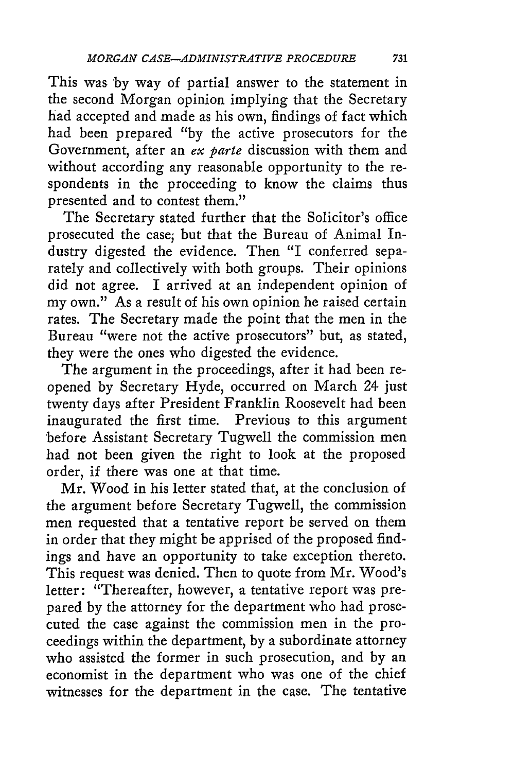This was by way of partial answer to the statement in the second Morgan opinion implying that the Secretary had accepted and made as his own, findings of fact which had been prepared "by the active prosecutors for the Government, after an *ex parte* discussion with them and without according any reasonable opportunity to the respondents in the proceeding to know the claims thus presented and to contest them."

The Secretary stated further that the Solicitor's office prosecuted the case; but that the Bureau of Animal Industry digested the evidence. Then "I conferred separately and collectively with both groups. Their opinions did not agree. I arrived at an independent opinion of my own." As a result of his own opinion he raised certain rates. The Secretary made the point that the men in the Bureau "were not the active prosecutors" but, as stated, they were the ones who digested the evidence.

The argument in the proceedings, after it had been reopened by Secretary Hyde, occurred on March 24 just twenty days after President Franklin Roosevelt had been inaugurated the first time. Previous to this argument before Assistant Secretary Tugwell the commission men had not been given the right to look at the proposed order, if there was one at that time.

Mr. Wood in his letter stated that, at the conclusion of the argument before Secretary Tugwell, the commission men requested that a tentative report be served on them in order that they might be apprised of the proposed findings and have an opportunity to take exception thereto. This request was denied. Then to quote from Mr. Wood's letter: "Thereafter, however, a tentative report was prepared by the attorney for the department who had prosecuted the case against the commission men in the proceedings within the department, by a subordinate attorney who assisted the former in such prosecution, and by an economist in the department who was one of the chief witnesses for the department in the case. The tentative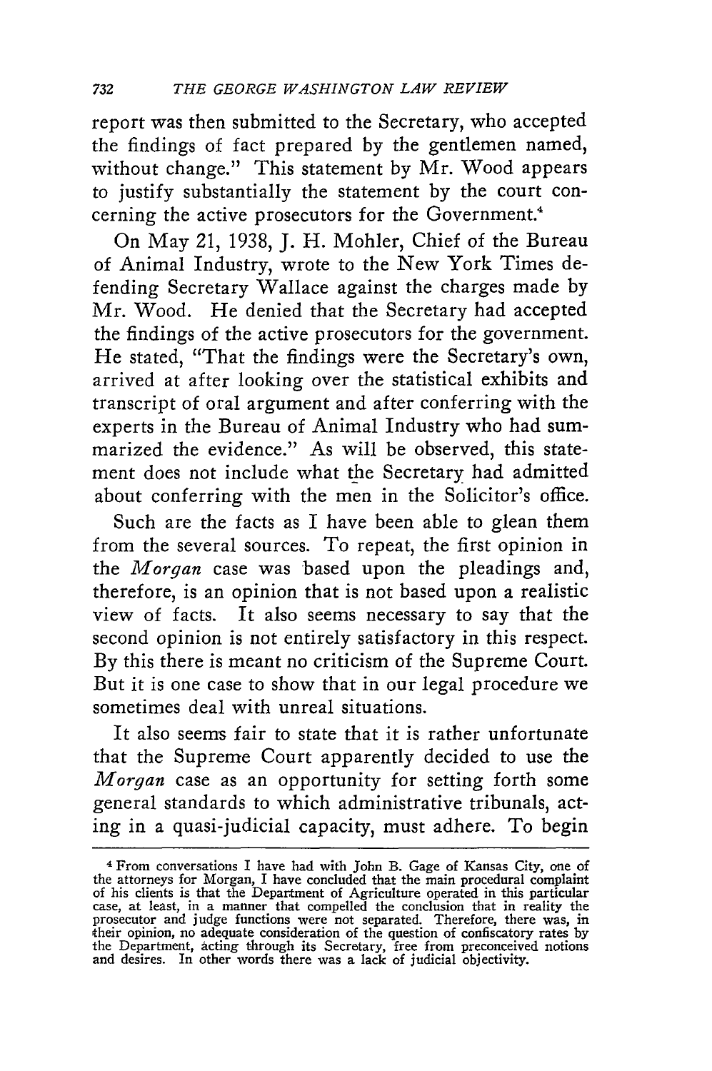report was then submitted to the Secretary, who accepted the findings of fact prepared by the gentlemen named, without change." This statement by Mr. Wood appears to justify substantially the statement by the court concerning the active prosecutors for the Government.[4]

On May 21, 1938, J. H. Mohler, Chief of the Bureau of Animal Industry, wrote to the New York Times defending Secretary Wallace against the charges made by Mr. Wood. He denied that the Secretary had accepted the findings of the active prosecutors for the government. He stated, "That the findings were the Secretary's own, arrived at after looking over the statistical exhibits and transcript of oral argument and after conferring with the experts in the Bureau of Animal Industry who had summarized the evidence." As will be observed, this statement does not include what the Secretary had admitted about conferring with the men in the Solicitor's office.

Such are the facts as I have been able to glean them from the several sources. To repeat, the first opinion in the *Morgan* case was based upon the pleadings and, therefore, is an opinion that is not based upon a realistic view of facts. It also seems necessary to say that the second opinion is not entirely satisfactory in this respect. By this there is meant no criticism of the Supreme Court. But it is one case to show that in our legal procedure we sometimes deal with unreal situations.

It also seems fair to state that it is rather unfortunate that the Supreme Court apparently decided to use the *Morgan* case as an opportunity for setting forth some general standards to which administrative tribunals, acting in a quasi-judicial capacity, must adhere. To begin

---

[4] From conversations I have had with John B. Gage of Kansas City, one of the attorneys for Morgan, I have concluded that the main procedural complaint of his clients is that the Department of Agriculture operated in this particular case, at least, in a manner that compelled the conclusion that in reality the prosecutor and judge functions were not separated. Therefore, there was, in their opinion, no adequate consideration of the question of confiscatory rates by the Department, acting through its Secretary, free from preconceived notions and desires. In other words there was a lack of judicial objectivity.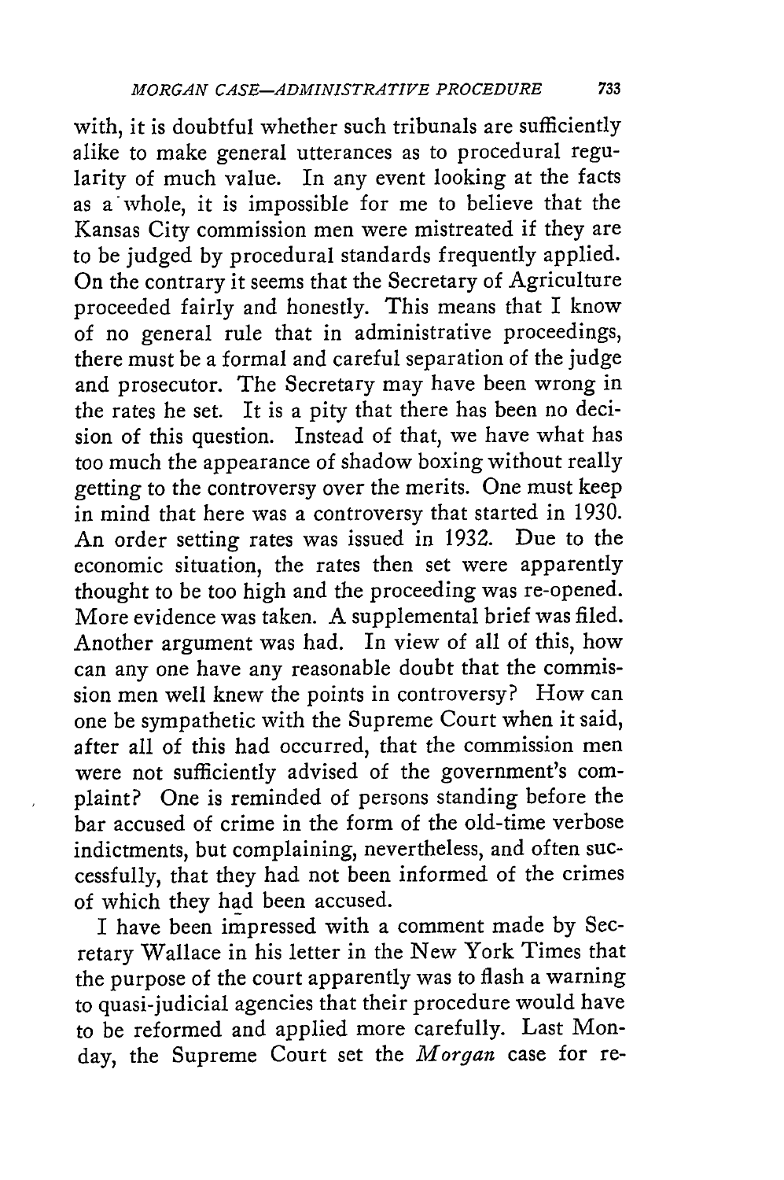with, it is doubtful whether such tribunals are sufficiently alike to make general utterances as to procedural regularity of much value. In any event looking at the facts as a whole, it is impossible for me to believe that the Kansas City commission men were mistreated if they are to be judged by procedural standards frequently applied. On the contrary it seems that the Secretary of Agriculture proceeded fairly and honestly. This means that I know of no general rule that in administrative proceedings, there must be a formal and careful separation of the judge and prosecutor. The Secretary may have been wrong in the rates he set. It is a pity that there has been no decision of this question. Instead of that, we have what has too much the appearance of shadow boxing without really getting to the controversy over the merits. One must keep in mind that here was a controversy that started in 1930. An order setting rates was issued in 1932. Due to the economic situation, the rates then set were apparently thought to be too high and the proceeding was re-opened. More evidence was taken. A supplemental brief was filed. Another argument was had. In view of all of this, how can any one have any reasonable doubt that the commission men well knew the points in controversy? How can one be sympathetic with the Supreme Court when it said, after all of this had occurred, that the commission men were not sufficiently advised of the government's complaint? One is reminded of persons standing before the bar accused of crime in the form of the old-time verbose indictments, but complaining, nevertheless, and often successfully, that they had not been informed of the crimes of which they had been accused.

I have been impressed with a comment made by Secretary Wallace in his letter in the New York Times that the purpose of the court apparently was to flash a warning to quasi-judicial agencies that their procedure would have to be reformed and applied more carefully. Last Monday, the Supreme Court set the *Morgan* case for re-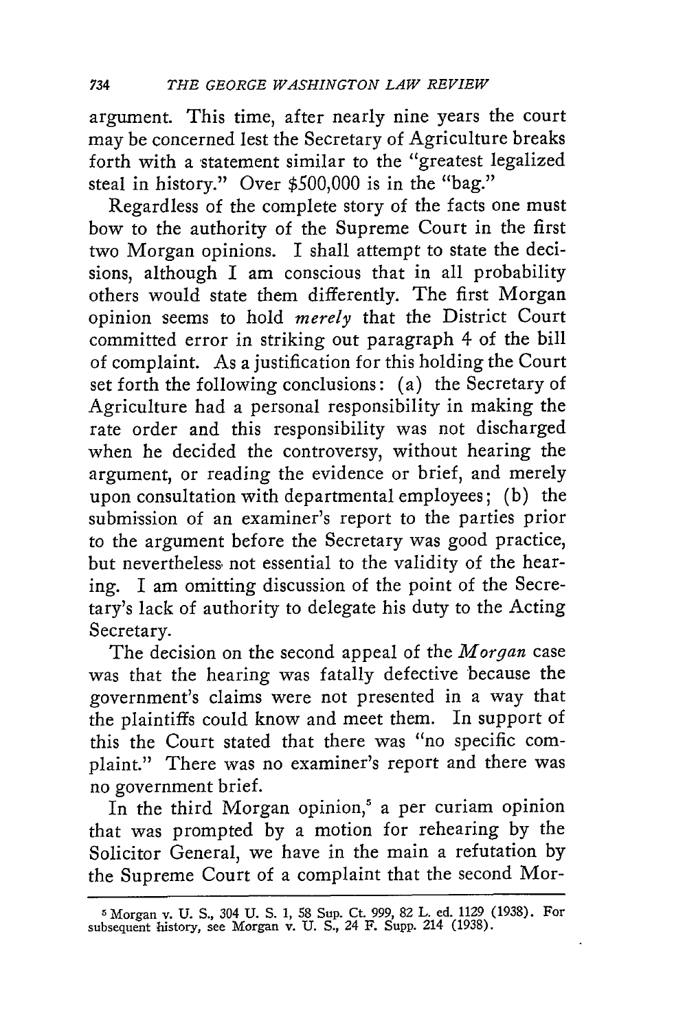argument. This time, after nearly nine years the court may be concerned lest the Secretary of Agriculture breaks forth with a statement similar to the "greatest legalized steal in history." Over $500,000 is in the "bag."

Regardless of the complete story of the facts one must bow to the authority of the Supreme Court in the first two Morgan opinions. I shall attempt to state the decisions, although I am conscious that in all probability others would state them differently. The first Morgan opinion seems to hold *merely* that the District Court committed error in striking out paragraph 4 of the bill of complaint. As a justification for this holding the Court set forth the following conclusions: (a) the Secretary of Agriculture had a personal responsibility in making the rate order and this responsibility was not discharged when he decided the controversy, without hearing the argument, or reading the evidence or brief, and merely upon consultation with departmental employees; (b) the submission of an examiner's report to the parties prior to the argument before the Secretary was good practice, but nevertheless not essential to the validity of the hearing. I am omitting discussion of the point of the Secretary's lack of authority to delegate his duty to the Acting Secretary.

The decision on the second appeal of the *Morgan* case was that the hearing was fatally defective because the government's claims were not presented in a way that the plaintiffs could know and meet them. In support of this the Court stated that there was "no specific complaint." There was no examiner's report and there was no government brief.

In the third Morgan opinion,[5] a per curiam opinion that was prompted by a motion for rehearing by the Solicitor General, we have in the main a refutation by the Supreme Court of a complaint that the second Mor-

---

[5] Morgan v. U. S., 304 U. S. 1, 58 Sup. Ct. 999, 82 L. ed. 1129 (1938). For subsequent history, see Morgan v. U. S., 24 F. Supp. 214 (1938).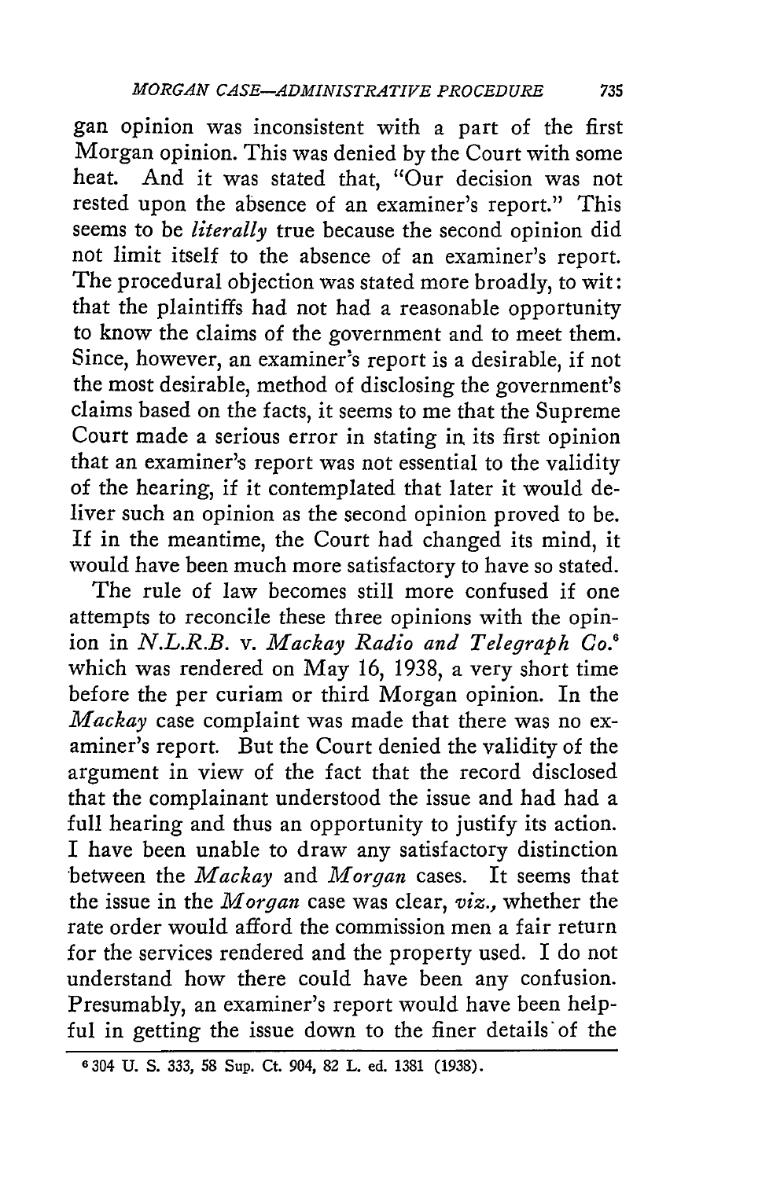gan opinion was inconsistent with a part of the first Morgan opinion. This was denied by the Court with some heat. And it was stated that, "Our decision was not rested upon the absence of an examiner's report." This seems to be *literally* true because the second opinion did not limit itself to the absence of an examiner's report. The procedural objection was stated more broadly, to wit: that the plaintiffs had not had a reasonable opportunity to know the claims of the government and to meet them. Since, however, an examiner's report is a desirable, if not the most desirable, method of disclosing the government's claims based on the facts, it seems to me that the Supreme Court made a serious error in stating in its first opinion that an examiner's report was not essential to the validity of the hearing, if it contemplated that later it would deliver such an opinion as the second opinion proved to be. If in the meantime, the Court had changed its mind, it would have been much more satisfactory to have so stated.

The rule of law becomes still more confused if one attempts to reconcile these three opinions with the opinion in *N.L.R.B.* v. *Mackay Radio and Telegraph Co.*[6] which was rendered on May 16, 1938, a very short time before the per curiam or third Morgan opinion. In the *Mackay* case complaint was made that there was no examiner's report. But the Court denied the validity of the argument in view of the fact that the record disclosed that the complainant understood the issue and had had a full hearing and thus an opportunity to justify its action. I have been unable to draw any satisfactory distinction between the *Mackay* and *Morgan* cases. It seems that the issue in the *Morgan* case was clear, *viz.,* whether the rate order would afford the commission men a fair return for the services rendered and the property used. I do not understand how there could have been any confusion. Presumably, an examiner's report would have been helpful in getting the issue down to the finer details of the

[6] 304 U. S. 333, 58 Sup. Ct. 904, 82 L. ed. 1381 (1938).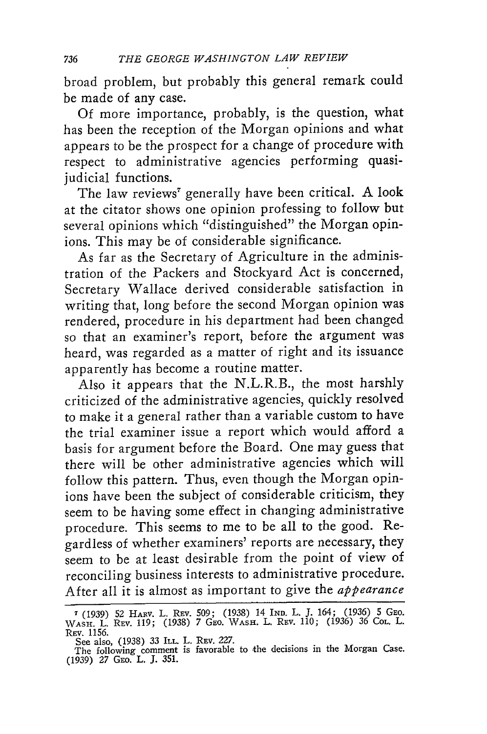broad problem, but probably this general remark could be made of any case.

Of more importance, probably, is the question, what has been the reception of the Morgan opinions and what appears to be the prospect for a change of procedure with respect to administrative agencies performing quasi-judicial functions.

The law reviews[7] generally have been critical. A look at the citator shows one opinion professing to follow but several opinions which "distinguished" the Morgan opinions. This may be of considerable significance.

As far as the Secretary of Agriculture in the administration of the Packers and Stockyard Act is concerned, Secretary Wallace derived considerable satisfaction in writing that, long before the second Morgan opinion was rendered, procedure in his department had been changed so that an examiner's report, before the argument was heard, was regarded as a matter of right and its issuance apparently has become a routine matter.

Also it appears that the N.L.R.B., the most harshly criticized of the administrative agencies, quickly resolved to make it a general rather than a variable custom to have the trial examiner issue a report which would afford a basis for argument before the Board. One may guess that there will be other administrative agencies which will follow this pattern. Thus, even though the Morgan opinions have been the subject of considerable criticism, they seem to be having some effect in changing administrative procedure. This seems to me to be all to the good. Regardless of whether examiners' reports are necessary, they seem to be at least desirable from the point of view of reconciling business interests to administrative procedure. After all it is almost as important to give the *appearance*

---

[7] (1939) 52 Harv. L. Rev. 509; (1938) 14 Ind. L. J. 164; (1936) 5 Geo. Wash. L. Rev. 119; (1938) 7 Geo. Wash. L. Rev. 110; (1936) 36 Col. L. Rev. 1156.

See also, (1938) 33 Ill. L. Rev. 227.

The following comment is favorable to the decisions in the Morgan Case. (1939) 27 Geo. L. J. 351.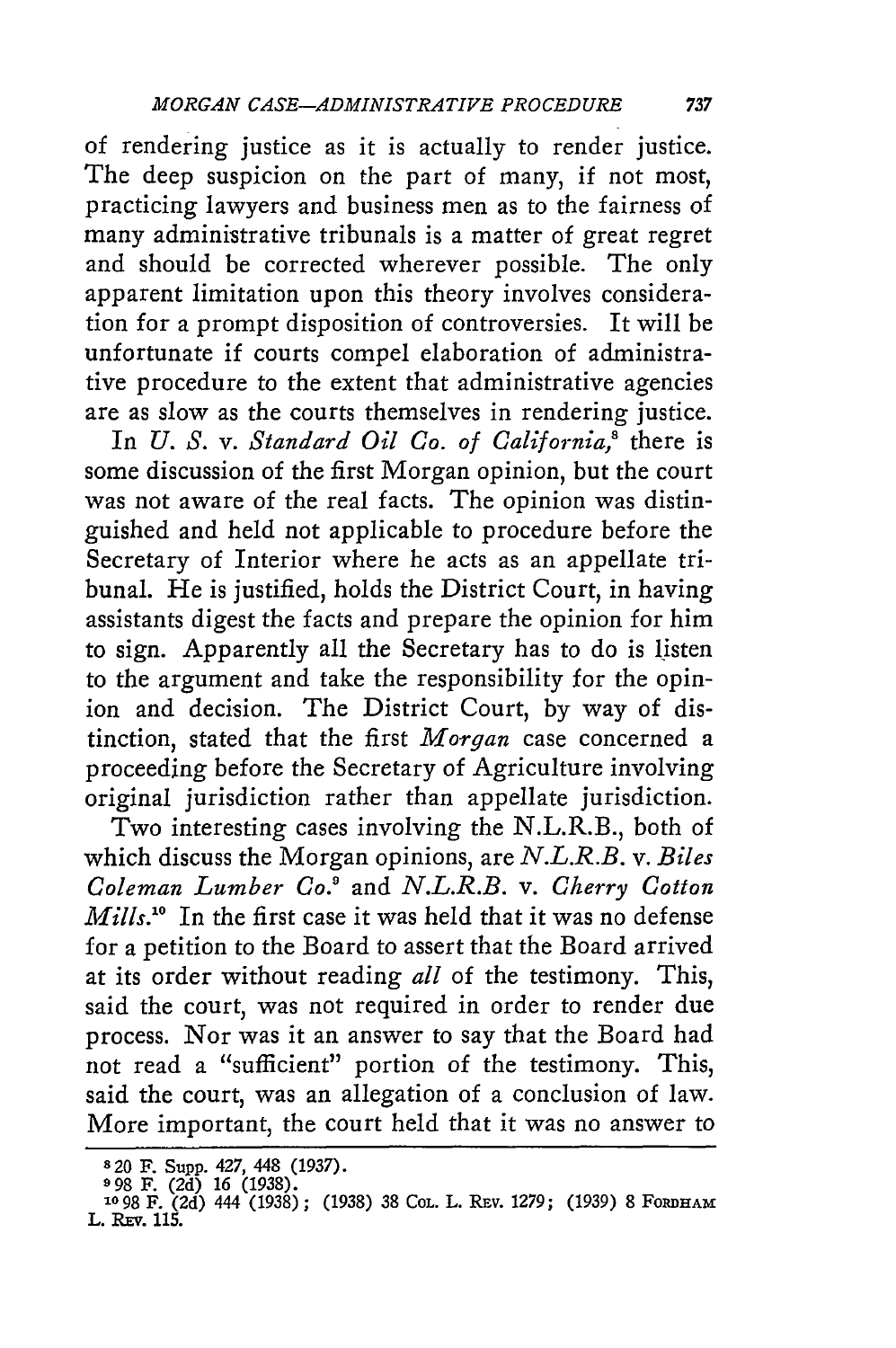of rendering justice as it is actually to render justice. The deep suspicion on the part of many, if not most, practicing lawyers and business men as to the fairness of many administrative tribunals is a matter of great regret and should be corrected wherever possible. The only apparent limitation upon this theory involves consideration for a prompt disposition of controversies. It will be unfortunate if courts compel elaboration of administrative procedure to the extent that administrative agencies are as slow as the courts themselves in rendering justice.

In *U. S.* v. *Standard Oil Co. of California*,[8] there is some discussion of the first Morgan opinion, but the court was not aware of the real facts. The opinion was distinguished and held not applicable to procedure before the Secretary of Interior where he acts as an appellate tribunal. He is justified, holds the District Court, in having assistants digest the facts and prepare the opinion for him to sign. Apparently all the Secretary has to do is listen to the argument and take the responsibility for the opinion and decision. The District Court, by way of distinction, stated that the first *Morgan* case concerned a proceeding before the Secretary of Agriculture involving original jurisdiction rather than appellate jurisdiction.

Two interesting cases involving the N.L.R.B., both of which discuss the Morgan opinions, are *N.L.R.B.* v. *Biles Coleman Lumber Co.*[9] and *N.L.R.B.* v. *Cherry Cotton Mills*.[10] In the first case it was held that it was no defense for a petition to the Board to assert that the Board arrived at its order without reading *all* of the testimony. This, said the court, was not required in order to render due process. Nor was it an answer to say that the Board had not read a "sufficient" portion of the testimony. This, said the court, was an allegation of a conclusion of law. More important, the court held that it was no answer to

---

[8] 20 F. Supp. 427, 448 (1937).

[9] 98 F. (2d) 16 (1938).

[10] 98 F. (2d) 444 (1938); (1938) 38 COL. L. REV. 1279; (1939) 8 FORDHAM L. REV. 115.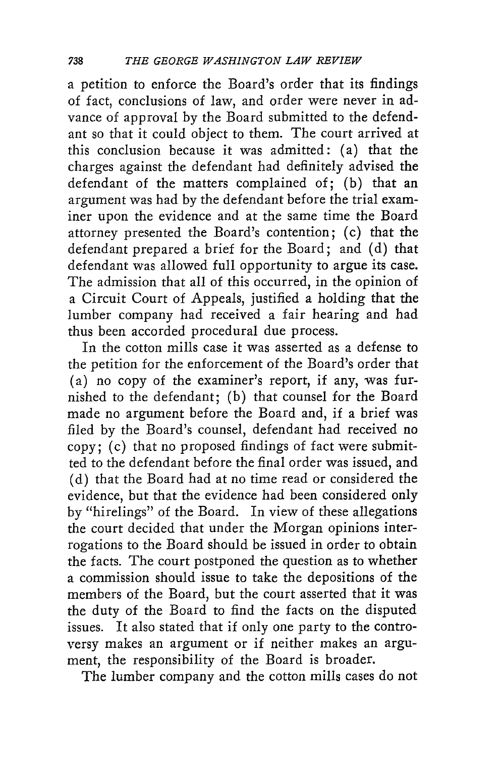a petition to enforce the Board's order that its findings of fact, conclusions of law, and order were never in advance of approval by the Board submitted to the defendant so that it could object to them. The court arrived at this conclusion because it was admitted: (a) that the charges against the defendant had definitely advised the defendant of the matters complained of; (b) that an argument was had by the defendant before the trial examiner upon the evidence and at the same time the Board attorney presented the Board's contention; (c) that the defendant prepared a brief for the Board; and (d) that defendant was allowed full opportunity to argue its case. The admission that all of this occurred, in the opinion of a Circuit Court of Appeals, justified a holding that the lumber company had received a fair hearing and had thus been accorded procedural due process.

In the cotton mills case it was asserted as a defense to the petition for the enforcement of the Board's order that (a) no copy of the examiner's report, if any, was furnished to the defendant; (b) that counsel for the Board made no argument before the Board and, if a brief was filed by the Board's counsel, defendant had received no copy; (c) that no proposed findings of fact were submitted to the defendant before the final order was issued, and (d) that the Board had at no time read or considered the evidence, but that the evidence had been considered only by "hirelings" of the Board. In view of these allegations the court decided that under the Morgan opinions interrogations to the Board should be issued in order to obtain the facts. The court postponed the question as to whether a commission should issue to take the depositions of the members of the Board, but the court asserted that it was the duty of the Board to find the facts on the disputed issues. It also stated that if only one party to the controversy makes an argument or if neither makes an argument, the responsibility of the Board is broader.

The lumber company and the cotton mills cases do not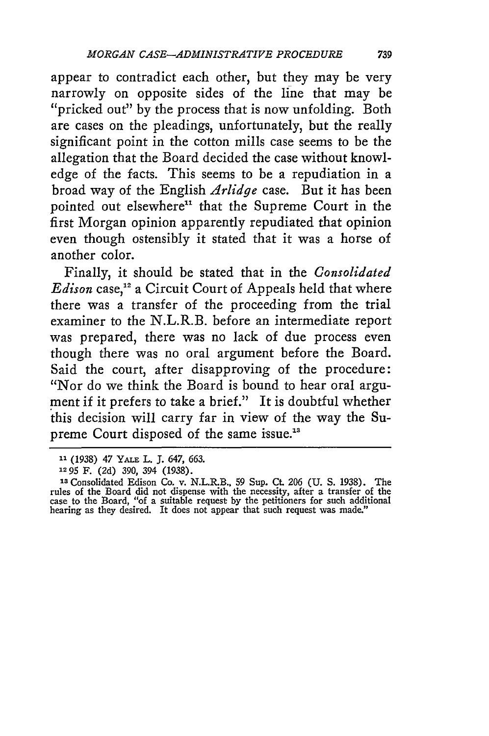appear to contradict each other, but they may be very narrowly on opposite sides of the line that may be "pricked out" by the process that is now unfolding. Both are cases on the pleadings, unfortunately, but the really significant point in the cotton mills case seems to be the allegation that the Board decided the case without knowledge of the facts. This seems to be a repudiation in a broad way of the English *Arlidge* case. But it has been pointed out elsewhere[11] that the Supreme Court in the first Morgan opinion apparently repudiated that opinion even though ostensibly it stated that it was a horse of another color.

Finally, it should be stated that in the *Consolidated Edison* case,[12] a Circuit Court of Appeals held that where there was a transfer of the proceeding from the trial examiner to the N.L.R.B. before an intermediate report was prepared, there was no lack of due process even though there was no oral argument before the Board. Said the court, after disapproving of the procedure: "Nor do we think the Board is bound to hear oral argument if it prefers to take a brief." It is doubtful whether this decision will carry far in view of the way the Supreme Court disposed of the same issue.[13]

---

[11] (1938) 47 YALE L. J. 647, 663.

[12] 95 F. (2d) 390, 394 (1938).

[13] Consolidated Edison Co. v. N.L.R.B., 59 Sup. Ct. 206 (U. S. 1938). The rules of the Board did not dispense with the necessity, after a transfer of the case to the Board, "of a suitable request by the petitioners for such additional hearing as they desired. It does not appear that such request was made."